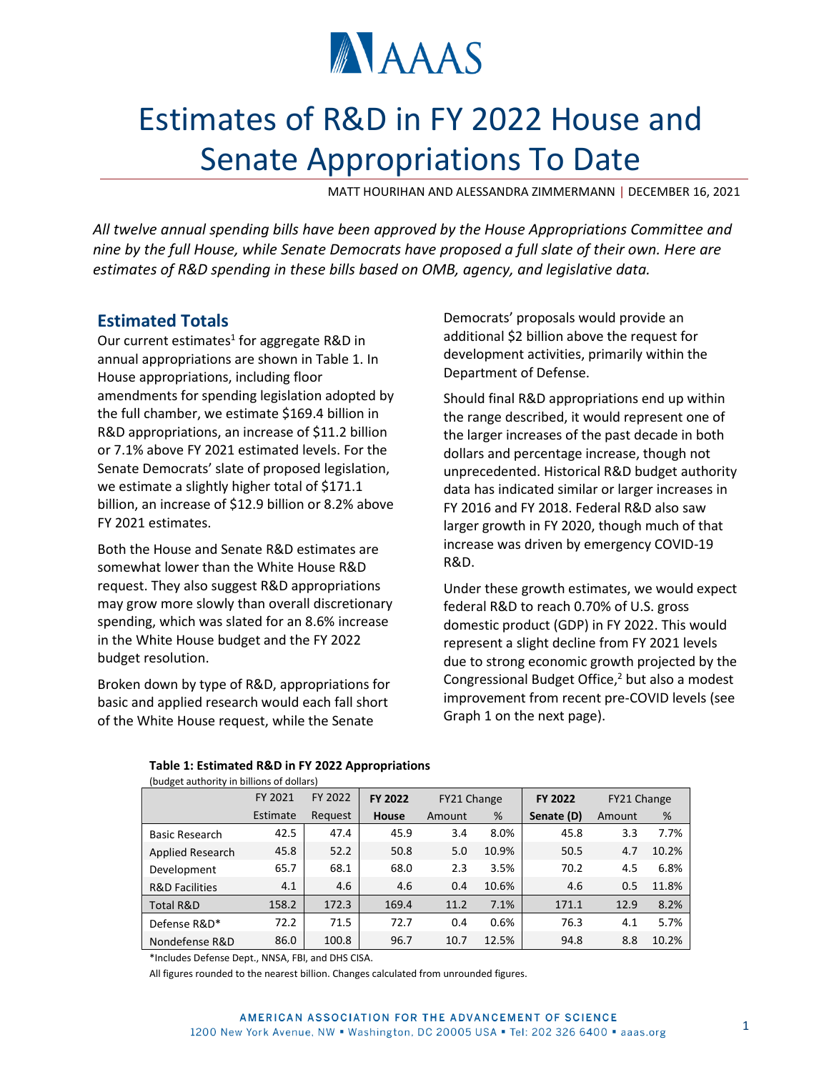# Estimates of R&D in FY 2022 House and Senate Appropriations To Date

MATT HOURIHAN AND ALESSANDRA ZIMMERMANN | DECEMBER 16, 2021

*All twelve annual spending bills have been approved by the House Appropriations Committee and nine by the full House, while Senate Democrats have proposed a full slate of their own. Here are estimates of R&D spending in these bills based on OMB, agency, and legislative data.*

## Estimated Totals

Our current estimates[1] for aggregate R&D in annual appropriations are shown in Table 1. In House appropriations, including floor amendments for spending legislation adopted by the full chamber, we estimate $169.4 billion in R&D appropriations, an increase of $11.2 billion or 7.1% above FY 2021 estimated levels. For the Senate Democrats' slate of proposed legislation, we estimate a slightly higher total of $171.1 billion, an increase of $12.9 billion or 8.2% above FY 2021 estimates.

Both the House and Senate R&D estimates are somewhat lower than the White House R&D request. They also suggest R&D appropriations may grow more slowly than overall discretionary spending, which was slated for an 8.6% increase in the White House budget and the FY 2022 budget resolution.

Broken down by type of R&D, appropriations for basic and applied research would each fall short of the White House request, while the Senate Democrats' proposals would provide an additional $2 billion above the request for development activities, primarily within the Department of Defense.

Should final R&D appropriations end up within the range described, it would represent one of the larger increases of the past decade in both dollars and percentage increase, though not unprecedented. Historical R&D budget authority data has indicated similar or larger increases in FY 2016 and FY 2018. Federal R&D also saw larger growth in FY 2020, though much of that increase was driven by emergency COVID-19 R&D.

Under these growth estimates, we would expect federal R&D to reach 0.70% of U.S. gross domestic product (GDP) in FY 2022. This would represent a slight decline from FY 2021 levels due to strong economic growth projected by the Congressional Budget Office,[2] but also a modest improvement from recent pre-COVID levels (see Graph 1 on the next page).

**Table 1: Estimated R&D in FY 2022 Appropriations**

(budget authority in billions of dollars)

| | FY 2021 Estimate | FY 2022 Request | **FY 2022 House** | FY21 Change Amount | FY21 Change % | **FY 2022 Senate (D)** | FY21 Change Amount | FY21 Change % |
|---|---|---|---|---|---|---|---|---|
| Basic Research | 42.5 | 47.4 | 45.9 | 3.4 | 8.0% | 45.8 | 3.3 | 7.7% |
| Applied Research | 45.8 | 52.2 | 50.8 | 5.0 | 10.9% | 50.5 | 4.7 | 10.2% |
| Development | 65.7 | 68.1 | 68.0 | 2.3 | 3.5% | 70.2 | 4.5 | 6.8% |
| R&D Facilities | 4.1 | 4.6 | 4.6 | 0.4 | 10.6% | 4.6 | 0.5 | 11.8% |
| Total R&D | 158.2 | 172.3 | 169.4 | 11.2 | 7.1% | 171.1 | 12.9 | 8.2% |
| Defense R&D* | 72.2 | 71.5 | 72.7 | 0.4 | 0.6% | 76.3 | 4.1 | 5.7% |
| Nondefense R&D | 86.0 | 100.8 | 96.7 | 10.7 | 12.5% | 94.8 | 8.8 | 10.2% |

*Includes Defense Dept., NNSA, FBI, and DHS CISA.

All figures rounded to the nearest billion. Changes calculated from unrounded figures.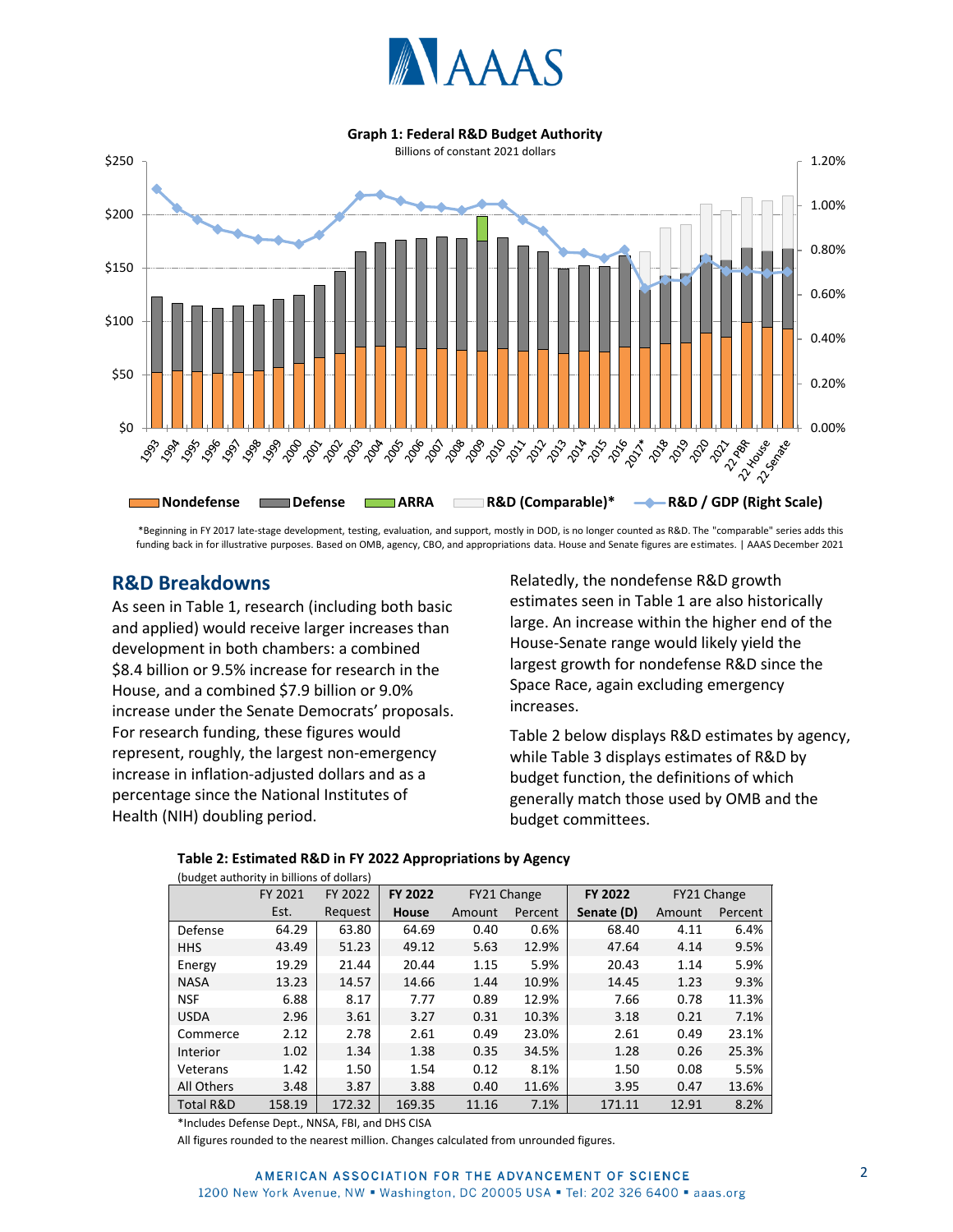**Graph 1: Federal R&D Budget Authority**

Billions of constant 2021 dollars

*Beginning in FY 2017 late-stage development, testing, evaluation, and support, mostly in DOD, is no longer counted as R&D. The "comparable" series adds this funding back in for illustrative purposes. Based on OMB, agency, CBO, and appropriations data. House and Senate figures are estimates. | AAAS December 2021

## R&D Breakdowns

As seen in Table 1, research (including both basic and applied) would receive larger increases than development in both chambers: a combined $8.4 billion or 9.5% increase for research in the House, and a combined $7.9 billion or 9.0% increase under the Senate Democrats' proposals. For research funding, these figures would represent, roughly, the largest non-emergency increase in inflation-adjusted dollars and as a percentage since the National Institutes of Health (NIH) doubling period.

Relatedly, the nondefense R&D growth estimates seen in Table 1 are also historically large. An increase within the higher end of the House-Senate range would likely yield the largest growth for nondefense R&D since the Space Race, again excluding emergency increases.

Table 2 below displays R&D estimates by agency, while Table 3 displays estimates of R&D by budget function, the definitions of which generally match those used by OMB and the budget committees.

**Table 2: Estimated R&D in FY 2022 Appropriations by Agency**

(budget authority in billions of dollars)

| | FY 2021 Est. | FY 2022 Request | **FY 2022 House** | FY21 Change Amount | FY21 Change Percent | **FY 2022 Senate (D)** | FY21 Change Amount | FY21 Change Percent |
|---|---|---|---|---|---|---|---|---|
| Defense | 64.29 | 63.80 | 64.69 | 0.40 | 0.6% | 68.40 | 4.11 | 6.4% |
| HHS | 43.49 | 51.23 | 49.12 | 5.63 | 12.9% | 47.64 | 4.14 | 9.5% |
| Energy | 19.29 | 21.44 | 20.44 | 1.15 | 5.9% | 20.43 | 1.14 | 5.9% |
| NASA | 13.23 | 14.57 | 14.66 | 1.44 | 10.9% | 14.45 | 1.23 | 9.3% |
| NSF | 6.88 | 8.17 | 7.77 | 0.89 | 12.9% | 7.66 | 0.78 | 11.3% |
| USDA | 2.96 | 3.61 | 3.27 | 0.31 | 10.3% | 3.18 | 0.21 | 7.1% |
| Commerce | 2.12 | 2.78 | 2.61 | 0.49 | 23.0% | 2.61 | 0.49 | 23.1% |
| Interior | 1.02 | 1.34 | 1.38 | 0.35 | 34.5% | 1.28 | 0.26 | 25.3% |
| Veterans | 1.42 | 1.50 | 1.54 | 0.12 | 8.1% | 1.50 | 0.08 | 5.5% |
| All Others | 3.48 | 3.87 | 3.88 | 0.40 | 11.6% | 3.95 | 0.47 | 13.6% |
| Total R&D | 158.19 | 172.32 | 169.35 | 11.16 | 7.1% | 171.11 | 12.91 | 8.2% |

*Includes Defense Dept., NNSA, FBI, and DHS CISA

All figures rounded to the nearest million. Changes calculated from unrounded figures.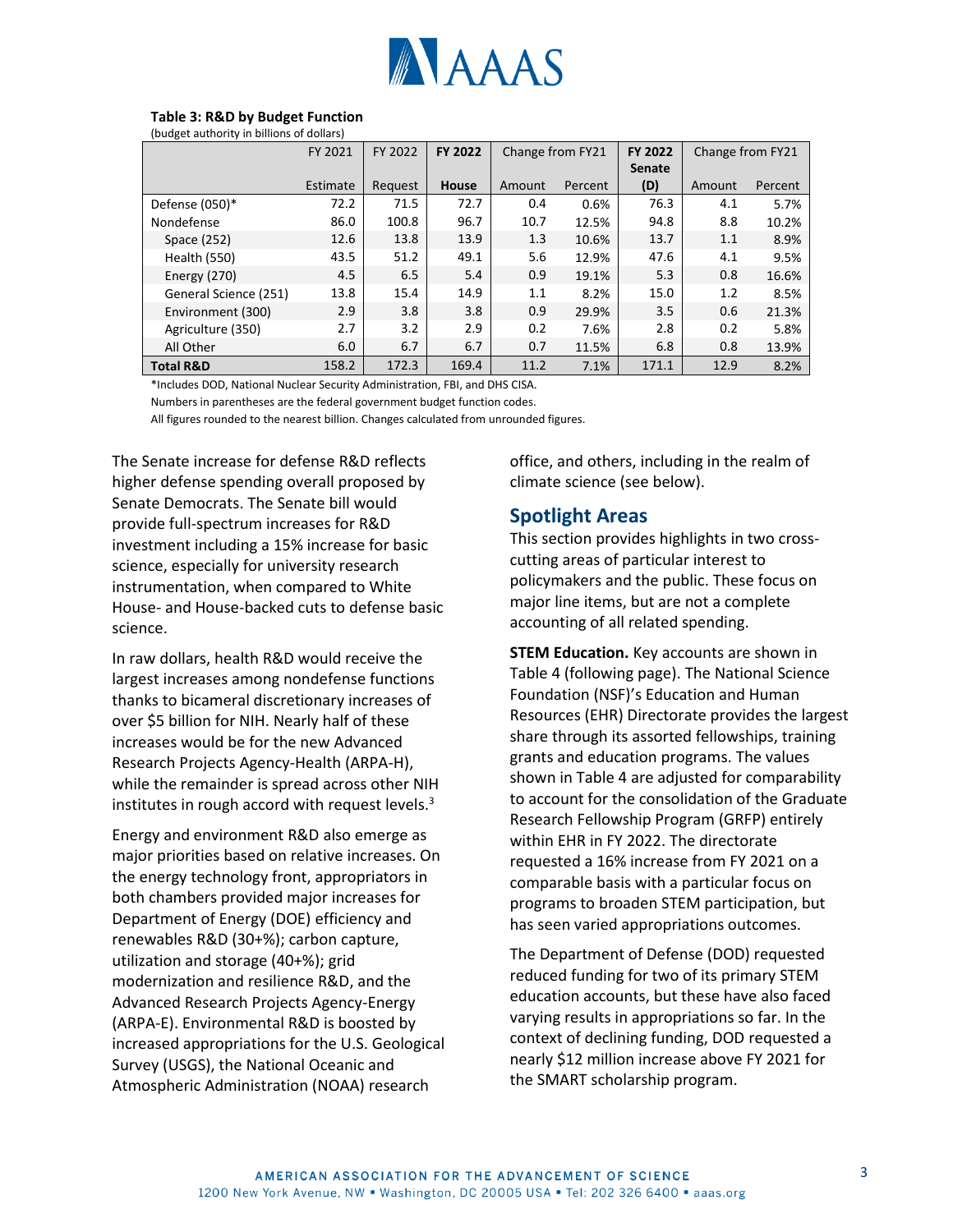**Table 3: R&D by Budget Function**

(budget authority in billions of dollars)

| | FY 2021 | FY 2022 | FY 2022 | Change from FY21 | | FY 2022 Senate | Change from FY21 | |
|---|---|---|---|---|---|---|---|---|
| | Estimate | Request | House | Amount | Percent | (D) | Amount | Percent |
| Defense (050)* | 72.2 | 71.5 | 72.7 | 0.4 | 0.6% | 76.3 | 4.1 | 5.7% |
| Nondefense | 86.0 | 100.8 | 96.7 | 10.7 | 12.5% | 94.8 | 8.8 | 10.2% |
| Space (252) | 12.6 | 13.8 | 13.9 | 1.3 | 10.6% | 13.7 | 1.1 | 8.9% |
| Health (550) | 43.5 | 51.2 | 49.1 | 5.6 | 12.9% | 47.6 | 4.1 | 9.5% |
| Energy (270) | 4.5 | 6.5 | 5.4 | 0.9 | 19.1% | 5.3 | 0.8 | 16.6% |
| General Science (251) | 13.8 | 15.4 | 14.9 | 1.1 | 8.2% | 15.0 | 1.2 | 8.5% |
| Environment (300) | 2.9 | 3.8 | 3.8 | 0.9 | 29.9% | 3.5 | 0.6 | 21.3% |
| Agriculture (350) | 2.7 | 3.2 | 2.9 | 0.2 | 7.6% | 2.8 | 0.2 | 5.8% |
| All Other | 6.0 | 6.7 | 6.7 | 0.7 | 11.5% | 6.8 | 0.8 | 13.9% |
| **Total R&D** | 158.2 | 172.3 | 169.4 | 11.2 | 7.1% | 171.1 | 12.9 | 8.2% |

*Includes DOD, National Nuclear Security Administration, FBI, and DHS CISA.

Numbers in parentheses are the federal government budget function codes.

All figures rounded to the nearest billion. Changes calculated from unrounded figures.

The Senate increase for defense R&D reflects higher defense spending overall proposed by Senate Democrats. The Senate bill would provide full-spectrum increases for R&D investment including a 15% increase for basic science, especially for university research instrumentation, when compared to White House- and House-backed cuts to defense basic science.

In raw dollars, health R&D would receive the largest increases among nondefense functions thanks to bicameral discretionary increases of over $5 billion for NIH. Nearly half of these increases would be for the new Advanced Research Projects Agency-Health (ARPA-H), while the remainder is spread across other NIH institutes in rough accord with request levels.[3]

Energy and environment R&D also emerge as major priorities based on relative increases. On the energy technology front, appropriators in both chambers provided major increases for Department of Energy (DOE) efficiency and renewables R&D (30+%); carbon capture, utilization and storage (40+%); grid modernization and resilience R&D, and the Advanced Research Projects Agency-Energy (ARPA-E). Environmental R&D is boosted by increased appropriations for the U.S. Geological Survey (USGS), the National Oceanic and Atmospheric Administration (NOAA) research office, and others, including in the realm of climate science (see below).

## Spotlight Areas

This section provides highlights in two cross-cutting areas of particular interest to policymakers and the public. These focus on major line items, but are not a complete accounting of all related spending.

**STEM Education.** Key accounts are shown in Table 4 (following page). The National Science Foundation (NSF)'s Education and Human Resources (EHR) Directorate provides the largest share through its assorted fellowships, training grants and education programs. The values shown in Table 4 are adjusted for comparability to account for the consolidation of the Graduate Research Fellowship Program (GRFP) entirely within EHR in FY 2022. The directorate requested a 16% increase from FY 2021 on a comparable basis with a particular focus on programs to broaden STEM participation, but has seen varied appropriations outcomes.

The Department of Defense (DOD) requested reduced funding for two of its primary STEM education accounts, but these have also faced varying results in appropriations so far. In the context of declining funding, DOD requested a nearly $12 million increase above FY 2021 for the SMART scholarship program.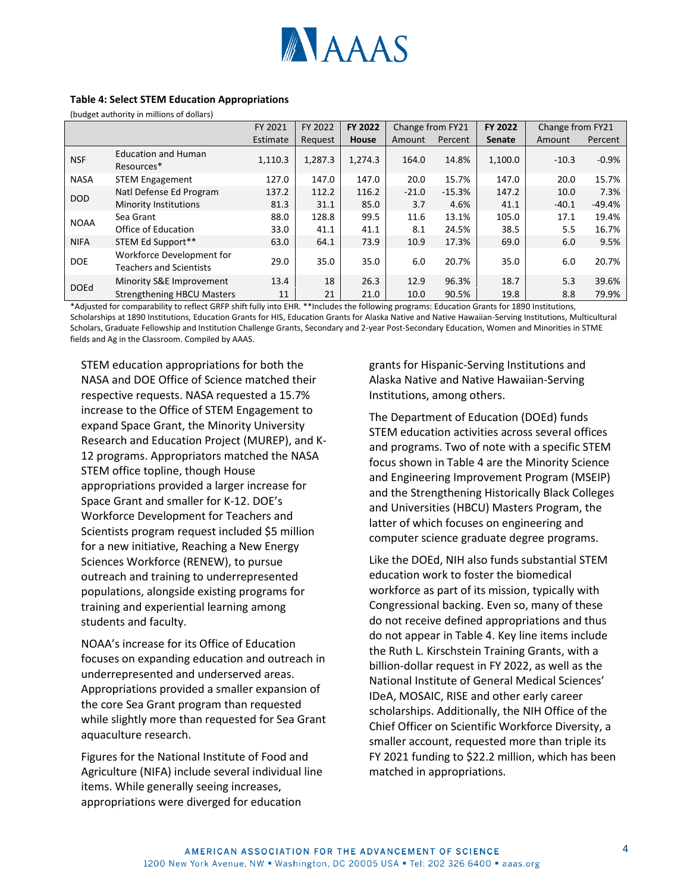**Table 4: Select STEM Education Appropriations**

(budget authority in millions of dollars)

| | | FY 2021 Estimate | FY 2022 Request | **FY 2022 House** | Change from FY21 | | **FY 2022 Senate** | Change from FY21 | |
|---|---|---|---|---|---|---|---|---|---|
| | | | | | Amount | Percent | | Amount | Percent |
| NSF | Education and Human Resources* | 1,110.3 | 1,287.3 | 1,274.3 | 164.0 | 14.8% | 1,100.0 | -10.3 | -0.9% |
| NASA | STEM Engagement | 127.0 | 147.0 | 147.0 | 20.0 | 15.7% | 147.0 | 20.0 | 15.7% |
| DOD | Natl Defense Ed Program | 137.2 | 112.2 | 116.2 | -21.0 | -15.3% | 147.2 | 10.0 | 7.3% |
| | Minority Institutions | 81.3 | 31.1 | 85.0 | 3.7 | 4.6% | 41.1 | -40.1 | -49.4% |
| NOAA | Sea Grant | 88.0 | 128.8 | 99.5 | 11.6 | 13.1% | 105.0 | 17.1 | 19.4% |
| | Office of Education | 33.0 | 41.1 | 41.1 | 8.1 | 24.5% | 38.5 | 5.5 | 16.7% |
| NIFA | STEM Ed Support** | 63.0 | 64.1 | 73.9 | 10.9 | 17.3% | 69.0 | 6.0 | 9.5% |
| DOE | Workforce Development for Teachers and Scientists | 29.0 | 35.0 | 35.0 | 6.0 | 20.7% | 35.0 | 6.0 | 20.7% |
| DOEd | Minority S&E Improvement | 13.4 | 18 | 26.3 | 12.9 | 96.3% | 18.7 | 5.3 | 39.6% |
| | Strengthening HBCU Masters | 11 | 21 | 21.0 | 10.0 | 90.5% | 19.8 | 8.8 | 79.9% |

*Adjusted for comparability to reflect GRFP shift fully into EHR. **Includes the following programs: Education Grants for 1890 Institutions, Scholarships at 1890 Institutions, Education Grants for HIS, Education Grants for Alaska Native and Native Hawaiian-Serving Institutions, Multicultural Scholars, Graduate Fellowship and Institution Challenge Grants, Secondary and 2-year Post-Secondary Education, Women and Minorities in STME fields and Ag in the Classroom. Compiled by AAAS.

STEM education appropriations for both the NASA and DOE Office of Science matched their respective requests. NASA requested a 15.7% increase to the Office of STEM Engagement to expand Space Grant, the Minority University Research and Education Project (MUREP), and K-12 programs. Appropriators matched the NASA STEM office topline, though House appropriations provided a larger increase for Space Grant and smaller for K-12. DOE's Workforce Development for Teachers and Scientists program request included $5 million for a new initiative, Reaching a New Energy Sciences Workforce (RENEW), to pursue outreach and training to underrepresented populations, alongside existing programs for training and experiential learning among students and faculty.

NOAA's increase for its Office of Education focuses on expanding education and outreach in underrepresented and underserved areas. Appropriations provided a smaller expansion of the core Sea Grant program than requested while slightly more than requested for Sea Grant aquaculture research.

Figures for the National Institute of Food and Agriculture (NIFA) include several individual line items. While generally seeing increases, appropriations were diverged for education grants for Hispanic-Serving Institutions and Alaska Native and Native Hawaiian-Serving Institutions, among others.

The Department of Education (DOEd) funds STEM education activities across several offices and programs. Two of note with a specific STEM focus shown in Table 4 are the Minority Science and Engineering Improvement Program (MSEIP) and the Strengthening Historically Black Colleges and Universities (HBCU) Masters Program, the latter of which focuses on engineering and computer science graduate degree programs.

Like the DOEd, NIH also funds substantial STEM education work to foster the biomedical workforce as part of its mission, typically with Congressional backing. Even so, many of these do not receive defined appropriations and thus do not appear in Table 4. Key line items include the Ruth L. Kirschstein Training Grants, with a billion-dollar request in FY 2022, as well as the National Institute of General Medical Sciences' IDeA, MOSAIC, RISE and other early career scholarships. Additionally, the NIH Office of the Chief Officer on Scientific Workforce Diversity, a smaller account, requested more than triple its FY 2021 funding to $22.2 million, which has been matched in appropriations.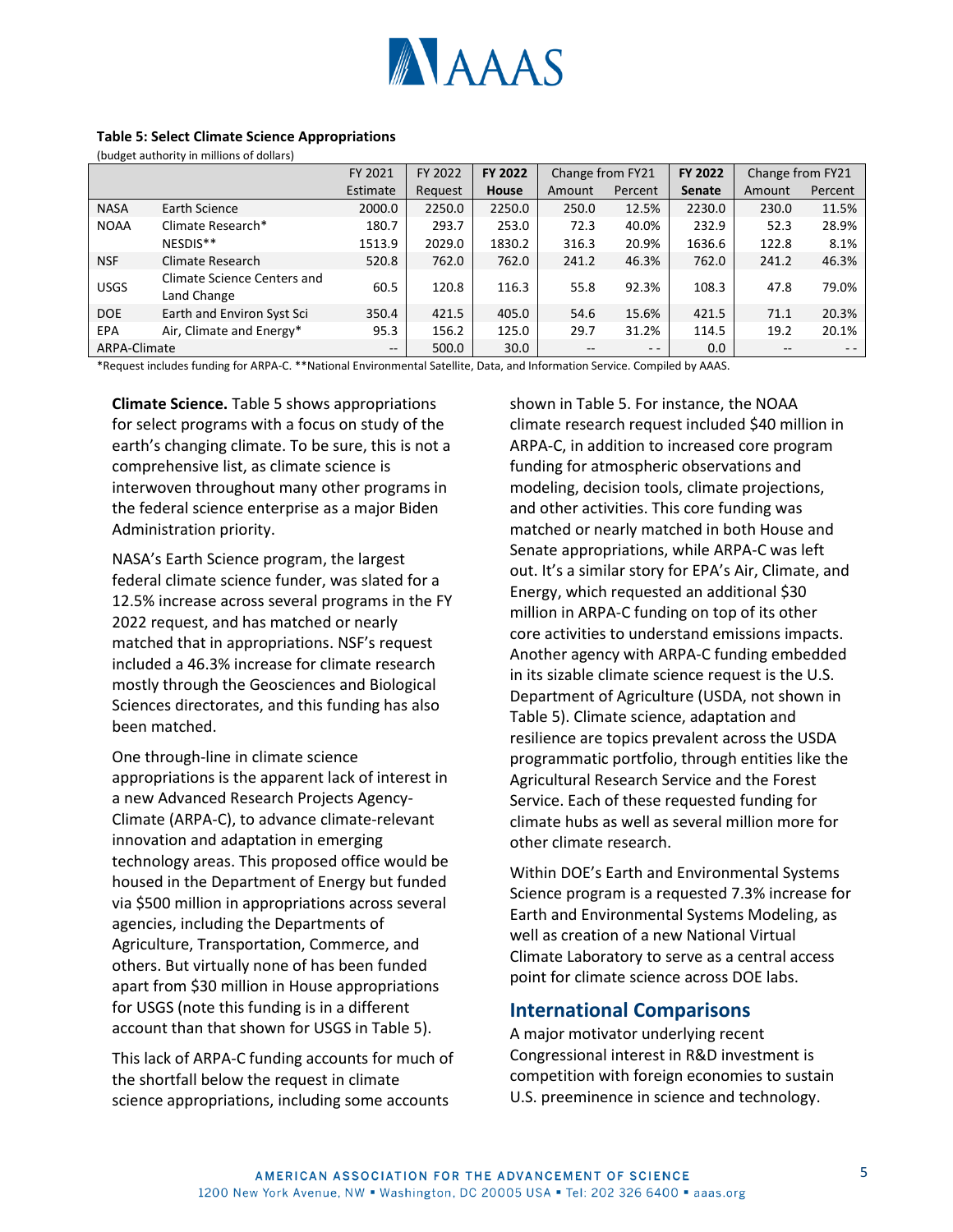**Table 5: Select Climate Science Appropriations**

(budget authority in millions of dollars)

| | | FY 2021 Estimate | FY 2022 Request | **FY 2022 House** | Change from FY21 | | **FY 2022 Senate** | Change from FY21 | |
|---|---|---|---|---|---|---|---|---|---|
| | | | | | Amount | Percent | | Amount | Percent |
| NASA | Earth Science | 2000.0 | 2250.0 | 2250.0 | 250.0 | 12.5% | 2230.0 | 230.0 | 11.5% |
| NOAA | Climate Research* | 180.7 | 293.7 | 253.0 | 72.3 | 40.0% | 232.9 | 52.3 | 28.9% |
| | NESDIS** | 1513.9 | 2029.0 | 1830.2 | 316.3 | 20.9% | 1636.6 | 122.8 | 8.1% |
| NSF | Climate Research | 520.8 | 762.0 | 762.0 | 241.2 | 46.3% | 762.0 | 241.2 | 46.3% |
| USGS | Climate Science Centers and Land Change | 60.5 | 120.8 | 116.3 | 55.8 | 92.3% | 108.3 | 47.8 | 79.0% |
| DOE | Earth and Environ Syst Sci | 350.4 | 421.5 | 405.0 | 54.6 | 15.6% | 421.5 | 71.1 | 20.3% |
| EPA | Air, Climate and Energy* | 95.3 | 156.2 | 125.0 | 29.7 | 31.2% | 114.5 | 19.2 | 20.1% |
| ARPA-Climate | | -- | 500.0 | 30.0 | -- | - - | 0.0 | -- | - - |

*Request includes funding for ARPA-C. **National Environmental Satellite, Data, and Information Service. Compiled by AAAS.

**Climate Science.** Table 5 shows appropriations for select programs with a focus on study of the earth's changing climate. To be sure, this is not a comprehensive list, as climate science is interwoven throughout many other programs in the federal science enterprise as a major Biden Administration priority.

NASA's Earth Science program, the largest federal climate science funder, was slated for a 12.5% increase across several programs in the FY 2022 request, and has matched or nearly matched that in appropriations. NSF's request included a 46.3% increase for climate research mostly through the Geosciences and Biological Sciences directorates, and this funding has also been matched.

One through-line in climate science appropriations is the apparent lack of interest in a new Advanced Research Projects Agency-Climate (ARPA-C), to advance climate-relevant innovation and adaptation in emerging technology areas. This proposed office would be housed in the Department of Energy but funded via $500 million in appropriations across several agencies, including the Departments of Agriculture, Transportation, Commerce, and others. But virtually none of has been funded apart from $30 million in House appropriations for USGS (note this funding is in a different account than that shown for USGS in Table 5).

This lack of ARPA-C funding accounts for much of the shortfall below the request in climate science appropriations, including some accounts shown in Table 5. For instance, the NOAA climate research request included $40 million in ARPA-C, in addition to increased core program funding for atmospheric observations and modeling, decision tools, climate projections, and other activities. This core funding was matched or nearly matched in both House and Senate appropriations, while ARPA-C was left out. It's a similar story for EPA's Air, Climate, and Energy, which requested an additional $30 million in ARPA-C funding on top of its other core activities to understand emissions impacts. Another agency with ARPA-C funding embedded in its sizable climate science request is the U.S. Department of Agriculture (USDA, not shown in Table 5). Climate science, adaptation and resilience are topics prevalent across the USDA programmatic portfolio, through entities like the Agricultural Research Service and the Forest Service. Each of these requested funding for climate hubs as well as several million more for other climate research.

Within DOE's Earth and Environmental Systems Science program is a requested 7.3% increase for Earth and Environmental Systems Modeling, as well as creation of a new National Virtual Climate Laboratory to serve as a central access point for climate science across DOE labs.

## International Comparisons

A major motivator underlying recent Congressional interest in R&D investment is competition with foreign economies to sustain U.S. preeminence in science and technology.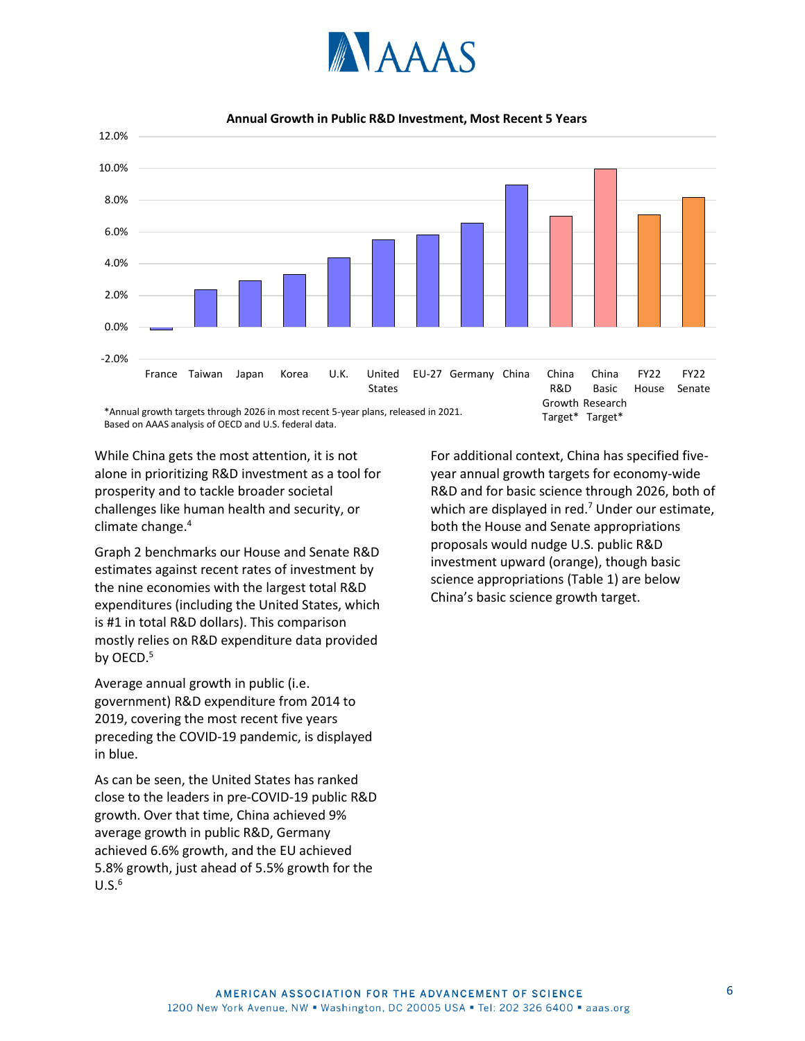**Annual Growth in Public R&D Investment, Most Recent 5 Years**

*Annual growth targets through 2026 in most recent 5-year plans, released in 2021.
Based on AAAS analysis of OECD and U.S. federal data.

While China gets the most attention, it is not alone in prioritizing R&D investment as a tool for prosperity and to tackle broader societal challenges like human health and security, or climate change.[4]

Graph 2 benchmarks our House and Senate R&D estimates against recent rates of investment by the nine economies with the largest total R&D expenditures (including the United States, which is #1 in total R&D dollars). This comparison mostly relies on R&D expenditure data provided by OECD.[5]

Average annual growth in public (i.e. government) R&D expenditure from 2014 to 2019, covering the most recent five years preceding the COVID-19 pandemic, is displayed in blue.

As can be seen, the United States has ranked close to the leaders in pre-COVID-19 public R&D growth. Over that time, China achieved 9% average growth in public R&D, Germany achieved 6.6% growth, and the EU achieved 5.8% growth, just ahead of 5.5% growth for the U.S.[6]

For additional context, China has specified five-year annual growth targets for economy-wide R&D and for basic science through 2026, both of which are displayed in red.[7] Under our estimate, both the House and Senate appropriations proposals would nudge U.S. public R&D investment upward (orange), though basic science appropriations (Table 1) are below China's basic science growth target.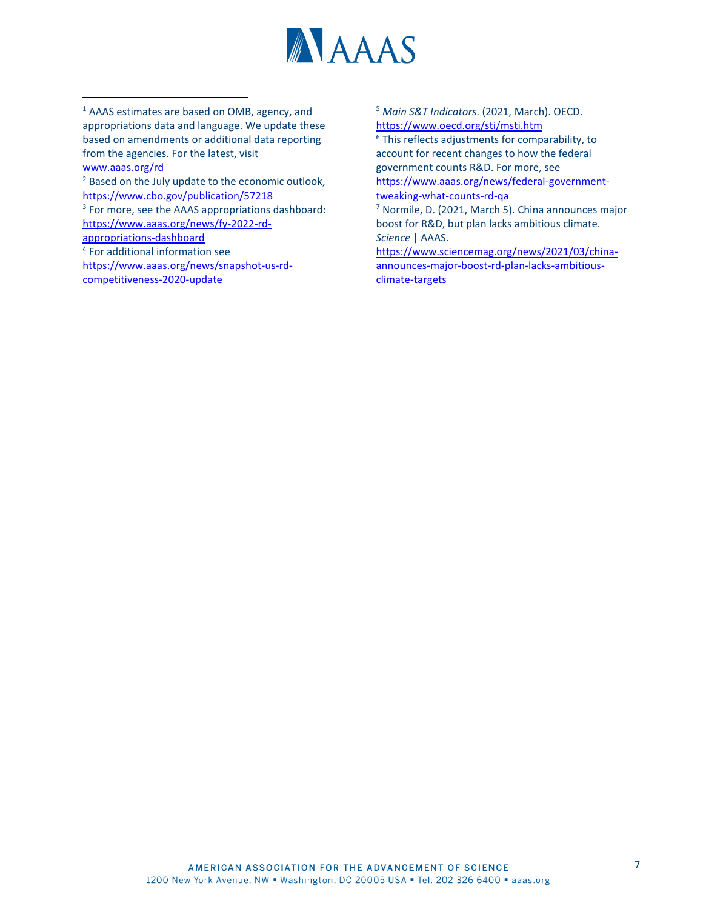[1] AAAS estimates are based on OMB, agency, and appropriations data and language. We update these based on amendments or additional data reporting from the agencies. For the latest, visit www.aaas.org/rd

[2] Based on the July update to the economic outlook, https://www.cbo.gov/publication/57218

[3] For more, see the AAAS appropriations dashboard: https://www.aaas.org/news/fy-2022-rd-appropriations-dashboard

[4] For additional information see https://www.aaas.org/news/snapshot-us-rd-competitiveness-2020-update

[5] *Main S&T Indicators*. (2021, March). OECD. https://www.oecd.org/sti/msti.htm

[6] This reflects adjustments for comparability, to account for recent changes to how the federal government counts R&D. For more, see https://www.aaas.org/news/federal-government-tweaking-what-counts-rd-qa

[7] Normile, D. (2021, March 5). China announces major boost for R&D, but plan lacks ambitious climate. *Science* | AAAS. https://www.sciencemag.org/news/2021/03/china-announces-major-boost-rd-plan-lacks-ambitious-climate-targets